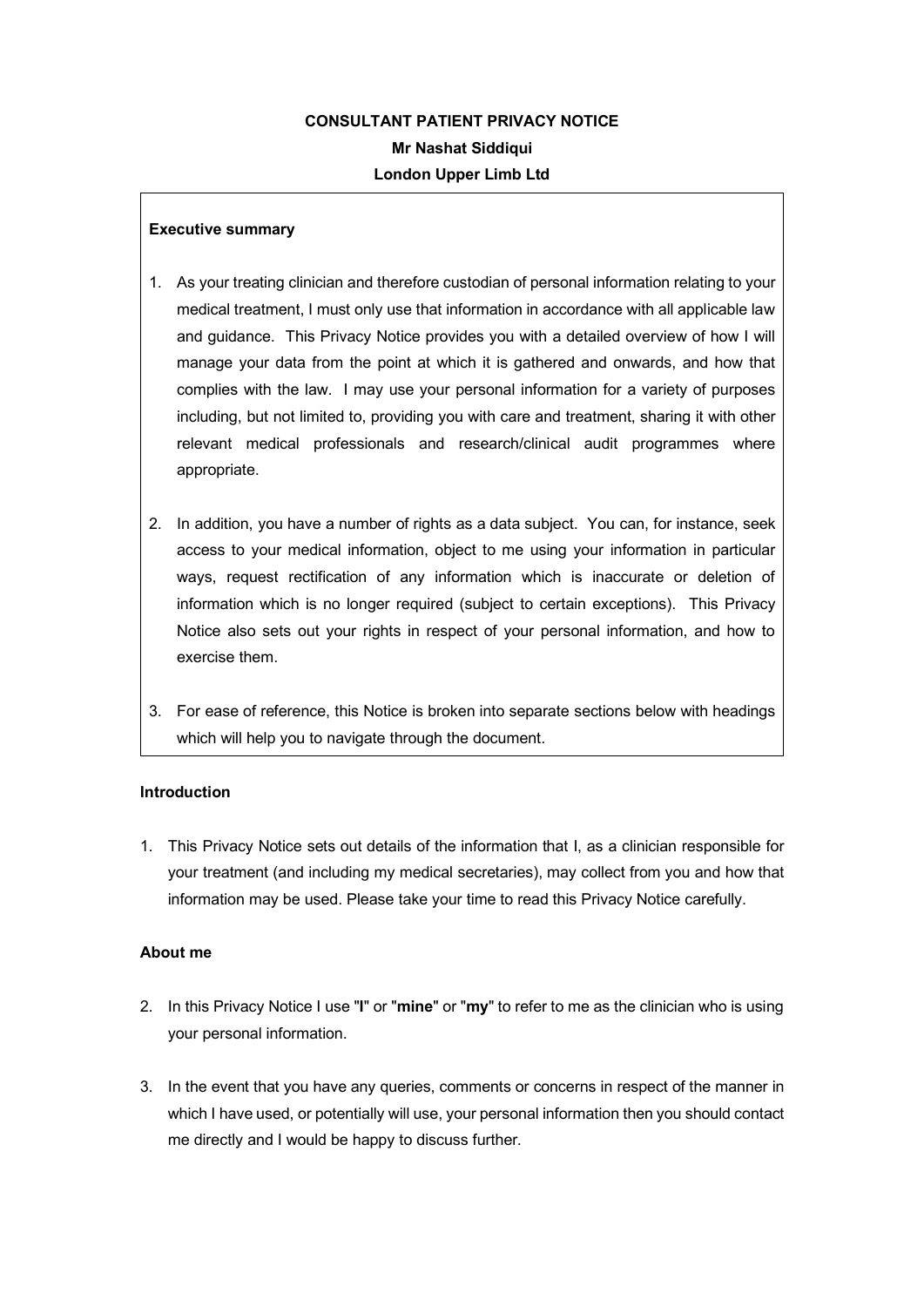**CONSULTANT PATIENT PRIVACY NOTICE**

**Mr Nashat Siddiqui**

**London Upper Limb Ltd**

**Executive summary**

1. As your treating clinician and therefore custodian of personal information relating to your medical treatment, I must only use that information in accordance with all applicable law and guidance. This Privacy Notice provides you with a detailed overview of how I will manage your data from the point at which it is gathered and onwards, and how that complies with the law. I may use your personal information for a variety of purposes including, but not limited to, providing you with care and treatment, sharing it with other relevant medical professionals and research/clinical audit programmes where appropriate.

2. In addition, you have a number of rights as a data subject. You can, for instance, seek access to your medical information, object to me using your information in particular ways, request rectification of any information which is inaccurate or deletion of information which is no longer required (subject to certain exceptions). This Privacy Notice also sets out your rights in respect of your personal information, and how to exercise them.

3. For ease of reference, this Notice is broken into separate sections below with headings which will help you to navigate through the document.

**Introduction**

1. This Privacy Notice sets out details of the information that I, as a clinician responsible for your treatment (and including my medical secretaries), may collect from you and how that information may be used. Please take your time to read this Privacy Notice carefully.

**About me**

2. In this Privacy Notice I use "**I**" or "**mine**" or "**my**" to refer to me as the clinician who is using your personal information.

3. In the event that you have any queries, comments or concerns in respect of the manner in which I have used, or potentially will use, your personal information then you should contact me directly and I would be happy to discuss further.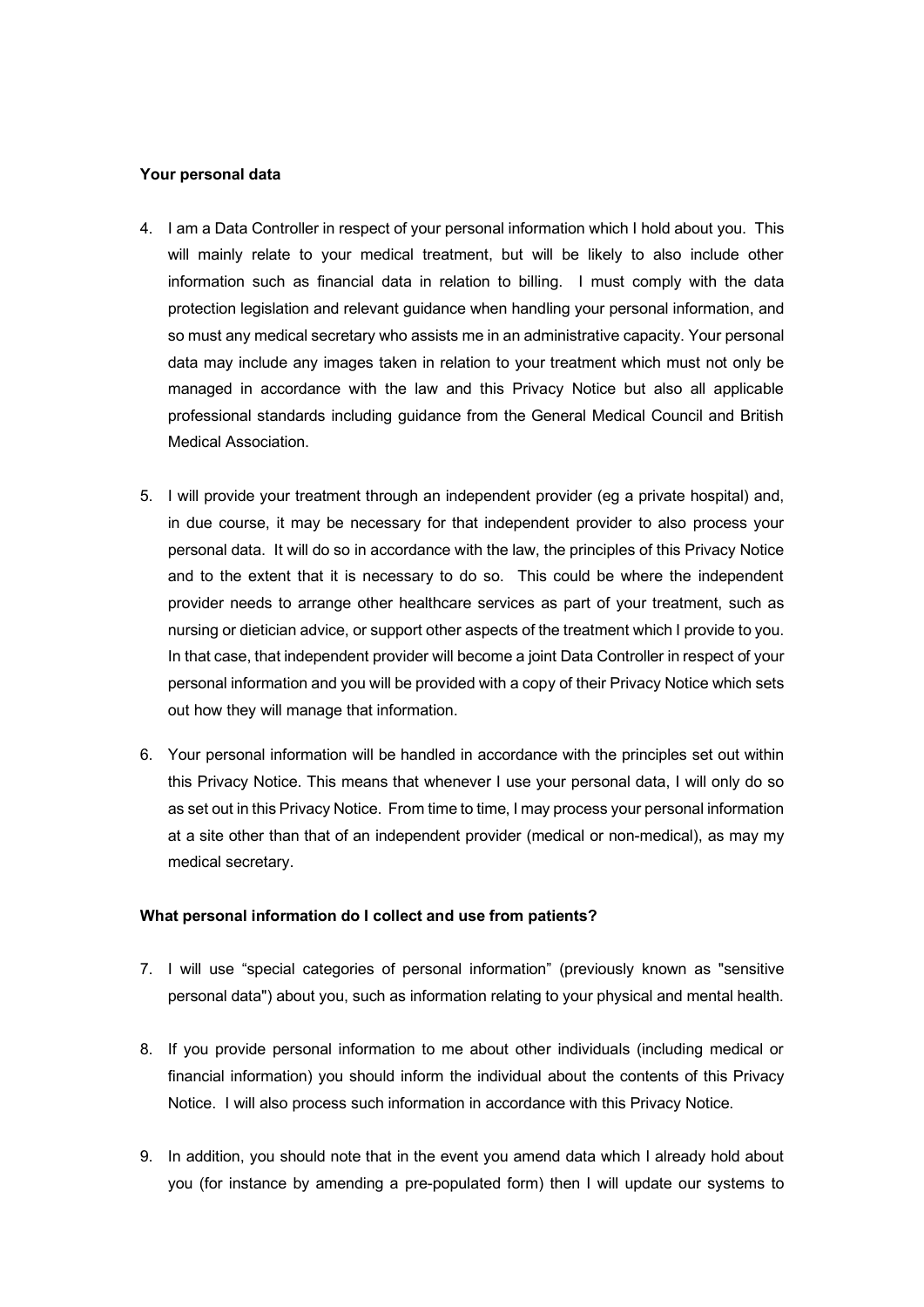**Your personal data**

4. I am a Data Controller in respect of your personal information which I hold about you. This will mainly relate to your medical treatment, but will be likely to also include other information such as financial data in relation to billing. I must comply with the data protection legislation and relevant guidance when handling your personal information, and so must any medical secretary who assists me in an administrative capacity. Your personal data may include any images taken in relation to your treatment which must not only be managed in accordance with the law and this Privacy Notice but also all applicable professional standards including guidance from the General Medical Council and British Medical Association.

5. I will provide your treatment through an independent provider (eg a private hospital) and, in due course, it may be necessary for that independent provider to also process your personal data. It will do so in accordance with the law, the principles of this Privacy Notice and to the extent that it is necessary to do so. This could be where the independent provider needs to arrange other healthcare services as part of your treatment, such as nursing or dietician advice, or support other aspects of the treatment which I provide to you. In that case, that independent provider will become a joint Data Controller in respect of your personal information and you will be provided with a copy of their Privacy Notice which sets out how they will manage that information.

6. Your personal information will be handled in accordance with the principles set out within this Privacy Notice. This means that whenever I use your personal data, I will only do so as set out in this Privacy Notice. From time to time, I may process your personal information at a site other than that of an independent provider (medical or non-medical), as may my medical secretary.

**What personal information do I collect and use from patients?**

7. I will use "special categories of personal information" (previously known as "sensitive personal data") about you, such as information relating to your physical and mental health.

8. If you provide personal information to me about other individuals (including medical or financial information) you should inform the individual about the contents of this Privacy Notice. I will also process such information in accordance with this Privacy Notice.

9. In addition, you should note that in the event you amend data which I already hold about you (for instance by amending a pre-populated form) then I will update our systems to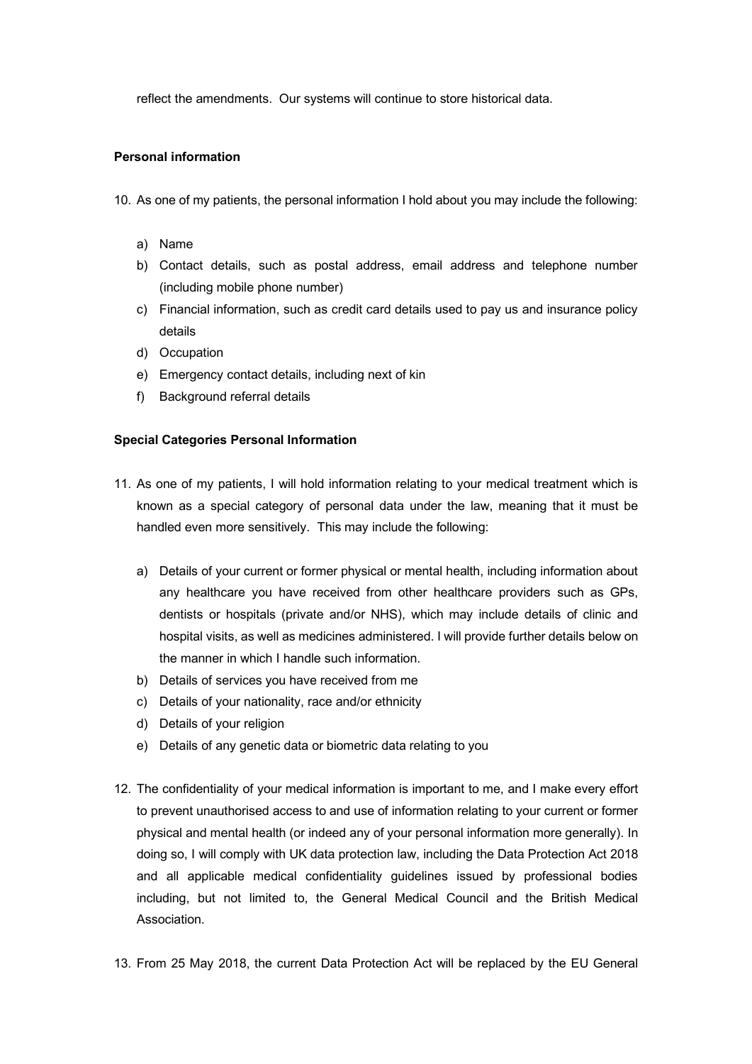reflect the amendments. Our systems will continue to store historical data.

**Personal information**

10. As one of my patients, the personal information I hold about you may include the following:

    a) Name
    b) Contact details, such as postal address, email address and telephone number (including mobile phone number)
    c) Financial information, such as credit card details used to pay us and insurance policy details
    d) Occupation
    e) Emergency contact details, including next of kin
    f) Background referral details

**Special Categories Personal Information**

11. As one of my patients, I will hold information relating to your medical treatment which is known as a special category of personal data under the law, meaning that it must be handled even more sensitively. This may include the following:

    a) Details of your current or former physical or mental health, including information about any healthcare you have received from other healthcare providers such as GPs, dentists or hospitals (private and/or NHS), which may include details of clinic and hospital visits, as well as medicines administered. I will provide further details below on the manner in which I handle such information.
    b) Details of services you have received from me
    c) Details of your nationality, race and/or ethnicity
    d) Details of your religion
    e) Details of any genetic data or biometric data relating to you

12. The confidentiality of your medical information is important to me, and I make every effort to prevent unauthorised access to and use of information relating to your current or former physical and mental health (or indeed any of your personal information more generally). In doing so, I will comply with UK data protection law, including the Data Protection Act 2018 and all applicable medical confidentiality guidelines issued by professional bodies including, but not limited to, the General Medical Council and the British Medical Association.

13. From 25 May 2018, the current Data Protection Act will be replaced by the EU General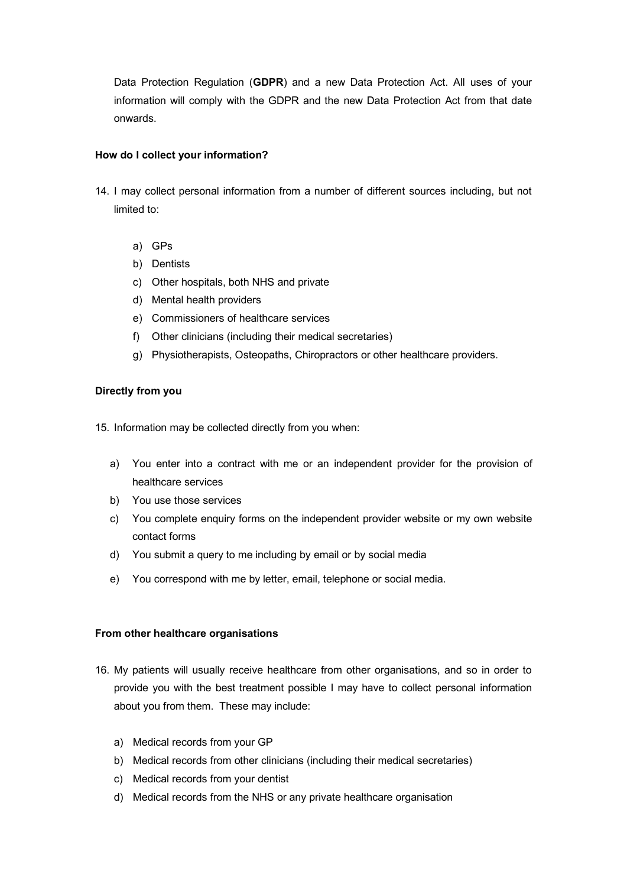Data Protection Regulation (**GDPR**) and a new Data Protection Act. All uses of your information will comply with the GDPR and the new Data Protection Act from that date onwards.

**How do I collect your information?**

14. I may collect personal information from a number of different sources including, but not limited to:

    a) GPs
    b) Dentists
    c) Other hospitals, both NHS and private
    d) Mental health providers
    e) Commissioners of healthcare services
    f) Other clinicians (including their medical secretaries)
    g) Physiotherapists, Osteopaths, Chiropractors or other healthcare providers.

**Directly from you**

15. Information may be collected directly from you when:

    a) You enter into a contract with me or an independent provider for the provision of healthcare services
    b) You use those services
    c) You complete enquiry forms on the independent provider website or my own website contact forms
    d) You submit a query to me including by email or by social media
    e) You correspond with me by letter, email, telephone or social media.

**From other healthcare organisations**

16. My patients will usually receive healthcare from other organisations, and so in order to provide you with the best treatment possible I may have to collect personal information about you from them. These may include:

    a) Medical records from your GP
    b) Medical records from other clinicians (including their medical secretaries)
    c) Medical records from your dentist
    d) Medical records from the NHS or any private healthcare organisation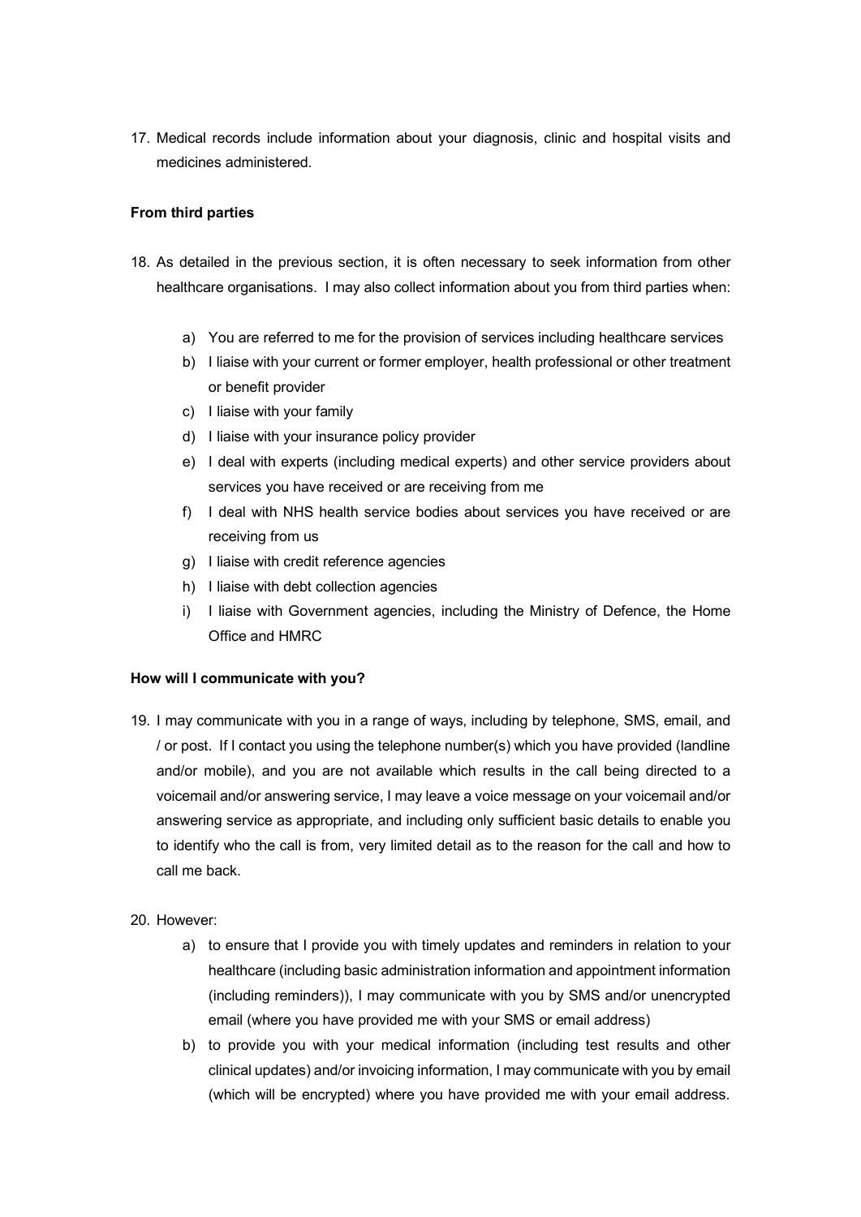17. Medical records include information about your diagnosis, clinic and hospital visits and medicines administered.

**From third parties**

18. As detailed in the previous section, it is often necessary to seek information from other healthcare organisations. I may also collect information about you from third parties when:

    a) You are referred to me for the provision of services including healthcare services
    b) I liaise with your current or former employer, health professional or other treatment or benefit provider
    c) I liaise with your family
    d) I liaise with your insurance policy provider
    e) I deal with experts (including medical experts) and other service providers about services you have received or are receiving from me
    f) I deal with NHS health service bodies about services you have received or are receiving from us
    g) I liaise with credit reference agencies
    h) I liaise with debt collection agencies
    i) I liaise with Government agencies, including the Ministry of Defence, the Home Office and HMRC

**How will I communicate with you?**

19. I may communicate with you in a range of ways, including by telephone, SMS, email, and / or post. If I contact you using the telephone number(s) which you have provided (landline and/or mobile), and you are not available which results in the call being directed to a voicemail and/or answering service, I may leave a voice message on your voicemail and/or answering service as appropriate, and including only sufficient basic details to enable you to identify who the call is from, very limited detail as to the reason for the call and how to call me back.

20. However:
    a) to ensure that I provide you with timely updates and reminders in relation to your healthcare (including basic administration information and appointment information (including reminders)), I may communicate with you by SMS and/or unencrypted email (where you have provided me with your SMS or email address)
    b) to provide you with your medical information (including test results and other clinical updates) and/or invoicing information, I may communicate with you by email (which will be encrypted) where you have provided me with your email address.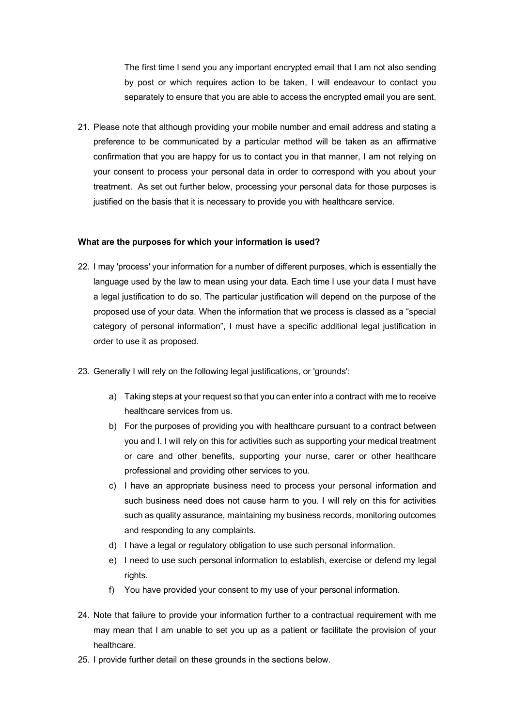The first time I send you any important encrypted email that I am not also sending by post or which requires action to be taken, I will endeavour to contact you separately to ensure that you are able to access the encrypted email you are sent.

21. Please note that although providing your mobile number and email address and stating a preference to be communicated by a particular method will be taken as an affirmative confirmation that you are happy for us to contact you in that manner, I am not relying on your consent to process your personal data in order to correspond with you about your treatment. As set out further below, processing your personal data for those purposes is justified on the basis that it is necessary to provide you with healthcare service.

**What are the purposes for which your information is used?**

22. I may 'process' your information for a number of different purposes, which is essentially the language used by the law to mean using your data. Each time I use your data I must have a legal justification to do so. The particular justification will depend on the purpose of the proposed use of your data. When the information that we process is classed as a "special category of personal information", I must have a specific additional legal justification in order to use it as proposed.

23. Generally I will rely on the following legal justifications, or 'grounds':

    a) Taking steps at your request so that you can enter into a contract with me to receive healthcare services from us.
    b) For the purposes of providing you with healthcare pursuant to a contract between you and I. I will rely on this for activities such as supporting your medical treatment or care and other benefits, supporting your nurse, carer or other healthcare professional and providing other services to you.
    c) I have an appropriate business need to process your personal information and such business need does not cause harm to you. I will rely on this for activities such as quality assurance, maintaining my business records, monitoring outcomes and responding to any complaints.
    d) I have a legal or regulatory obligation to use such personal information.
    e) I need to use such personal information to establish, exercise or defend my legal rights.
    f) You have provided your consent to my use of your personal information.

24. Note that failure to provide your information further to a contractual requirement with me may mean that I am unable to set you up as a patient or facilitate the provision of your healthcare.

25. I provide further detail on these grounds in the sections below.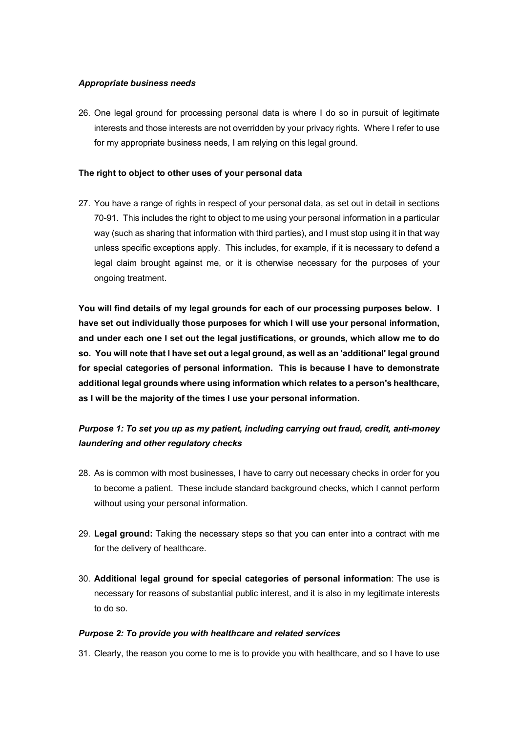### *Appropriate business needs*

26. One legal ground for processing personal data is where I do so in pursuit of legitimate interests and those interests are not overridden by your privacy rights. Where I refer to use for my appropriate business needs, I am relying on this legal ground.

**The right to object to other uses of your personal data**

27. You have a range of rights in respect of your personal data, as set out in detail in sections 70-91. This includes the right to object to me using your personal information in a particular way (such as sharing that information with third parties), and I must stop using it in that way unless specific exceptions apply. This includes, for example, if it is necessary to defend a legal claim brought against me, or it is otherwise necessary for the purposes of your ongoing treatment.

**You will find details of my legal grounds for each of our processing purposes below. I have set out individually those purposes for which I will use your personal information, and under each one I set out the legal justifications, or grounds, which allow me to do so. You will note that I have set out a legal ground, as well as an 'additional' legal ground for special categories of personal information. This is because I have to demonstrate additional legal grounds where using information which relates to a person's healthcare, as I will be the majority of the times I use your personal information.**

### *Purpose 1: To set you up as my patient, including carrying out fraud, credit, anti-money laundering and other regulatory checks*

28. As is common with most businesses, I have to carry out necessary checks in order for you to become a patient. These include standard background checks, which I cannot perform without using your personal information.

29. **Legal ground:** Taking the necessary steps so that you can enter into a contract with me for the delivery of healthcare.

30. **Additional legal ground for special categories of personal information**: The use is necessary for reasons of substantial public interest, and it is also in my legitimate interests to do so.

### *Purpose 2: To provide you with healthcare and related services*

31. Clearly, the reason you come to me is to provide you with healthcare, and so I have to use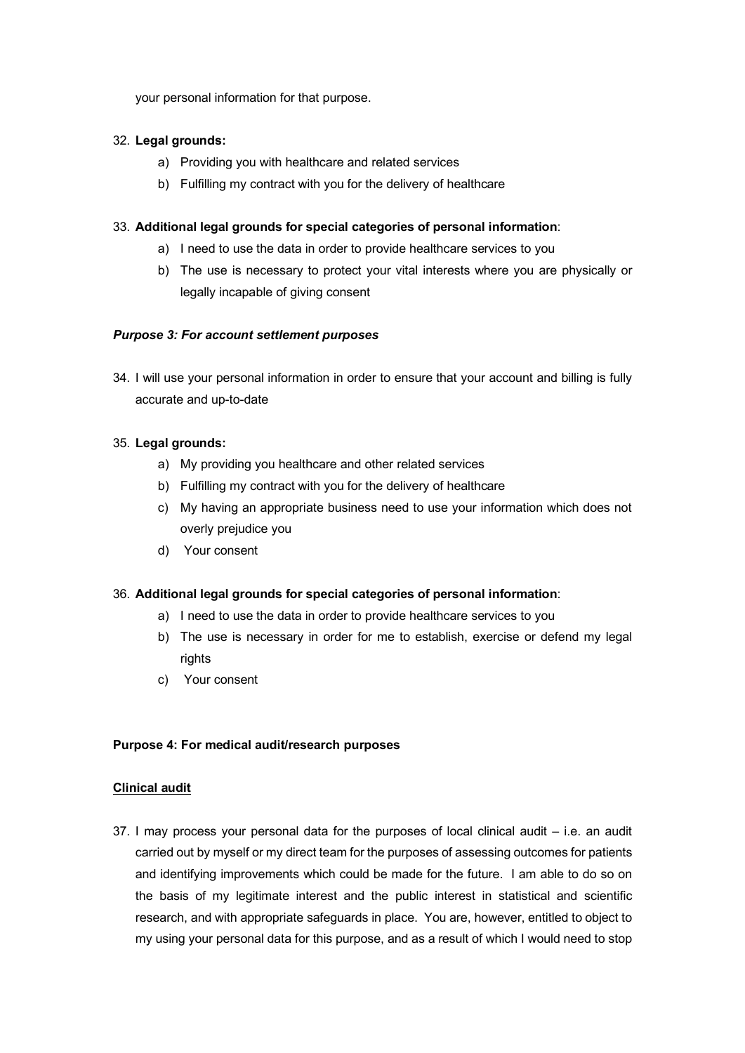your personal information for that purpose.

32. **Legal grounds:**
    a) Providing you with healthcare and related services
    b) Fulfilling my contract with you for the delivery of healthcare

33. **Additional legal grounds for special categories of personal information**:
    a) I need to use the data in order to provide healthcare services to you
    b) The use is necessary to protect your vital interests where you are physically or legally incapable of giving consent

***Purpose 3: For account settlement purposes***

34. I will use your personal information in order to ensure that your account and billing is fully accurate and up-to-date

35. **Legal grounds:**
    a) My providing you healthcare and other related services
    b) Fulfilling my contract with you for the delivery of healthcare
    c) My having an appropriate business need to use your information which does not overly prejudice you
    d) Your consent

36. **Additional legal grounds for special categories of personal information**:
    a) I need to use the data in order to provide healthcare services to you
    b) The use is necessary in order for me to establish, exercise or defend my legal rights
    c) Your consent

**Purpose 4: For medical audit/research purposes**

**<u>Clinical audit</u>**

37. I may process your personal data for the purposes of local clinical audit – i.e. an audit carried out by myself or my direct team for the purposes of assessing outcomes for patients and identifying improvements which could be made for the future. I am able to do so on the basis of my legitimate interest and the public interest in statistical and scientific research, and with appropriate safeguards in place. You are, however, entitled to object to my using your personal data for this purpose, and as a result of which I would need to stop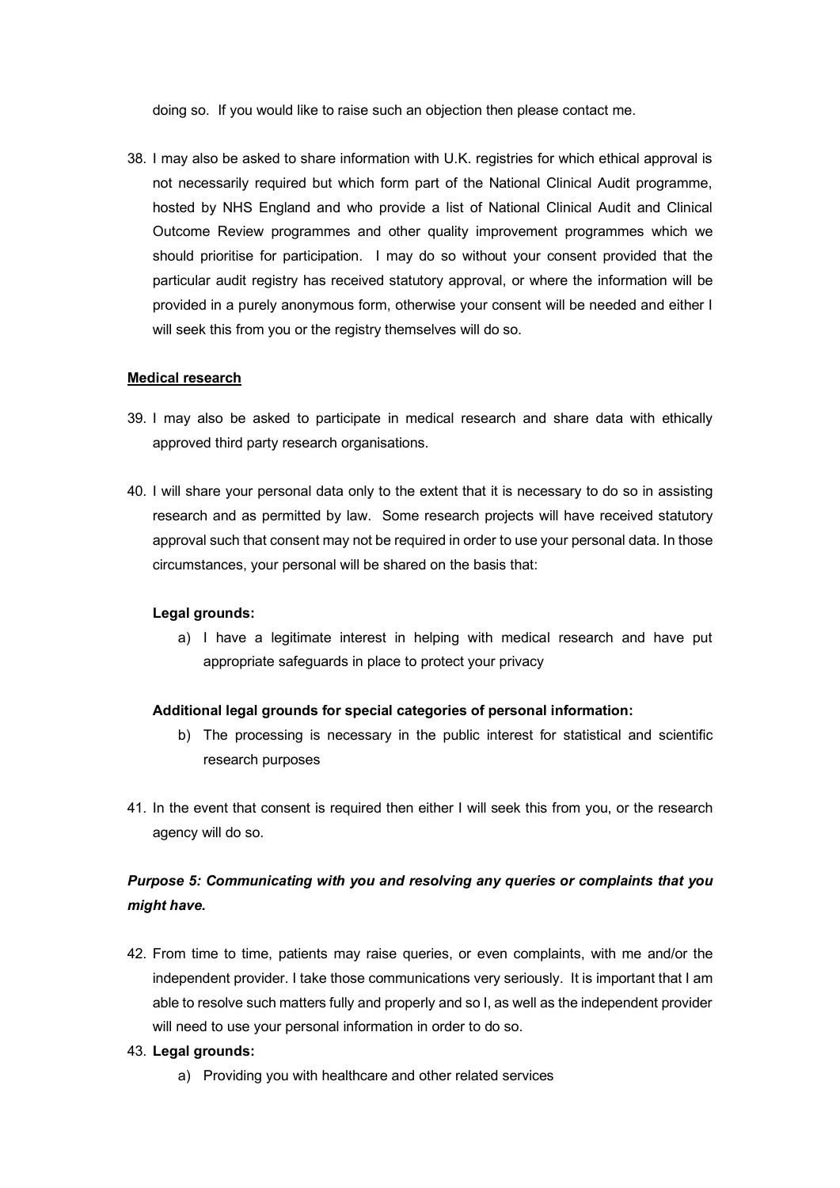doing so. If you would like to raise such an objection then please contact me.

38. I may also be asked to share information with U.K. registries for which ethical approval is not necessarily required but which form part of the National Clinical Audit programme, hosted by NHS England and who provide a list of National Clinical Audit and Clinical Outcome Review programmes and other quality improvement programmes which we should prioritise for participation. I may do so without your consent provided that the particular audit registry has received statutory approval, or where the information will be provided in a purely anonymous form, otherwise your consent will be needed and either I will seek this from you or the registry themselves will do so.

<u>**Medical research**</u>

39. I may also be asked to participate in medical research and share data with ethically approved third party research organisations.

40. I will share your personal data only to the extent that it is necessary to do so in assisting research and as permitted by law. Some research projects will have received statutory approval such that consent may not be required in order to use your personal data. In those circumstances, your personal will be shared on the basis that:

    **Legal grounds:**

    a) I have a legitimate interest in helping with medical research and have put appropriate safeguards in place to protect your privacy

    **Additional legal grounds for special categories of personal information:**

    b) The processing is necessary in the public interest for statistical and scientific research purposes

41. In the event that consent is required then either I will seek this from you, or the research agency will do so.

***Purpose 5: Communicating with you and resolving any queries or complaints that you might have.***

42. From time to time, patients may raise queries, or even complaints, with me and/or the independent provider. I take those communications very seriously. It is important that I am able to resolve such matters fully and properly and so I, as well as the independent provider will need to use your personal information in order to do so.

43. **Legal grounds:**

    a) Providing you with healthcare and other related services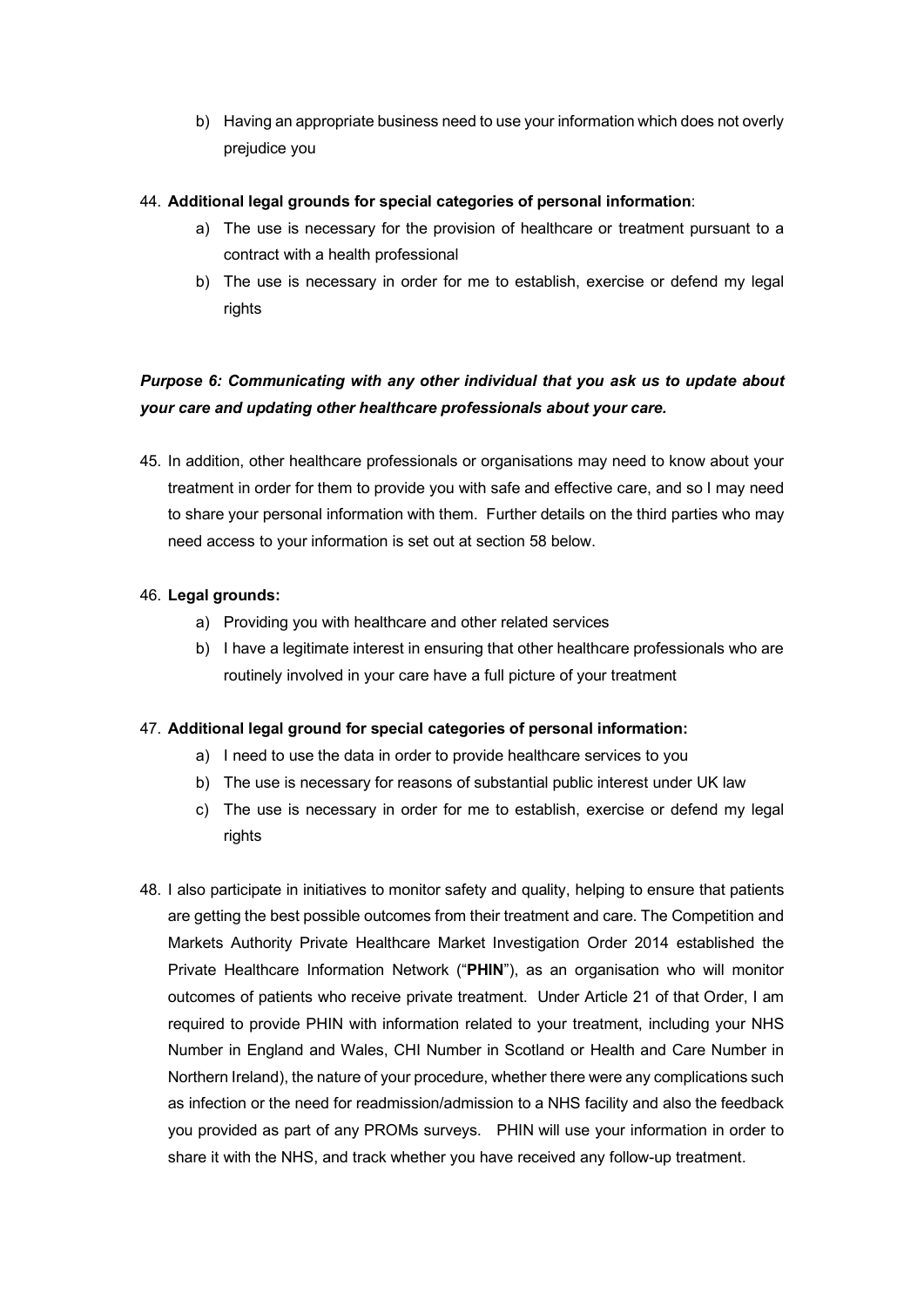b) Having an appropriate business need to use your information which does not overly prejudice you

44. **Additional legal grounds for special categories of personal information**:
    a) The use is necessary for the provision of healthcare or treatment pursuant to a contract with a health professional
    b) The use is necessary in order for me to establish, exercise or defend my legal rights

***Purpose 6: Communicating with any other individual that you ask us to update about your care and updating other healthcare professionals about your care.***

45. In addition, other healthcare professionals or organisations may need to know about your treatment in order for them to provide you with safe and effective care, and so I may need to share your personal information with them. Further details on the third parties who may need access to your information is set out at section 58 below.

46. **Legal grounds:**
    a) Providing you with healthcare and other related services
    b) I have a legitimate interest in ensuring that other healthcare professionals who are routinely involved in your care have a full picture of your treatment

47. **Additional legal ground for special categories of personal information:**
    a) I need to use the data in order to provide healthcare services to you
    b) The use is necessary for reasons of substantial public interest under UK law
    c) The use is necessary in order for me to establish, exercise or defend my legal rights

48. I also participate in initiatives to monitor safety and quality, helping to ensure that patients are getting the best possible outcomes from their treatment and care. The Competition and Markets Authority Private Healthcare Market Investigation Order 2014 established the Private Healthcare Information Network ("**PHIN**"), as an organisation who will monitor outcomes of patients who receive private treatment. Under Article 21 of that Order, I am required to provide PHIN with information related to your treatment, including your NHS Number in England and Wales, CHI Number in Scotland or Health and Care Number in Northern Ireland), the nature of your procedure, whether there were any complications such as infection or the need for readmission/admission to a NHS facility and also the feedback you provided as part of any PROMs surveys. PHIN will use your information in order to share it with the NHS, and track whether you have received any follow-up treatment.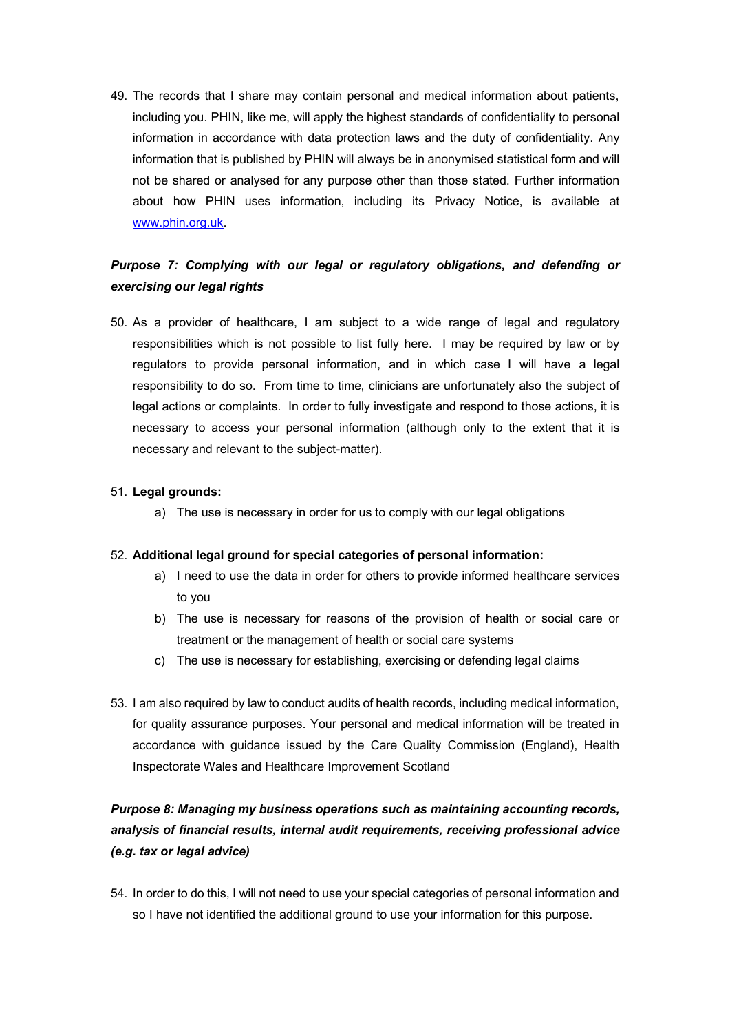49. The records that I share may contain personal and medical information about patients, including you. PHIN, like me, will apply the highest standards of confidentiality to personal information in accordance with data protection laws and the duty of confidentiality. Any information that is published by PHIN will always be in anonymised statistical form and will not be shared or analysed for any purpose other than those stated. Further information about how PHIN uses information, including its Privacy Notice, is available at [www.phin.org.uk](http://www.phin.org.uk).

***Purpose 7: Complying with our legal or regulatory obligations, and defending or exercising our legal rights***

50. As a provider of healthcare, I am subject to a wide range of legal and regulatory responsibilities which is not possible to list fully here. I may be required by law or by regulators to provide personal information, and in which case I will have a legal responsibility to do so. From time to time, clinicians are unfortunately also the subject of legal actions or complaints. In order to fully investigate and respond to those actions, it is necessary to access your personal information (although only to the extent that it is necessary and relevant to the subject-matter).

51. **Legal grounds:**
    a) The use is necessary in order for us to comply with our legal obligations

52. **Additional legal ground for special categories of personal information:**
    a) I need to use the data in order for others to provide informed healthcare services to you
    b) The use is necessary for reasons of the provision of health or social care or treatment or the management of health or social care systems
    c) The use is necessary for establishing, exercising or defending legal claims

53. I am also required by law to conduct audits of health records, including medical information, for quality assurance purposes. Your personal and medical information will be treated in accordance with guidance issued by the Care Quality Commission (England), Health Inspectorate Wales and Healthcare Improvement Scotland

***Purpose 8: Managing my business operations such as maintaining accounting records, analysis of financial results, internal audit requirements, receiving professional advice (e.g. tax or legal advice)***

54. In order to do this, I will not need to use your special categories of personal information and so I have not identified the additional ground to use your information for this purpose.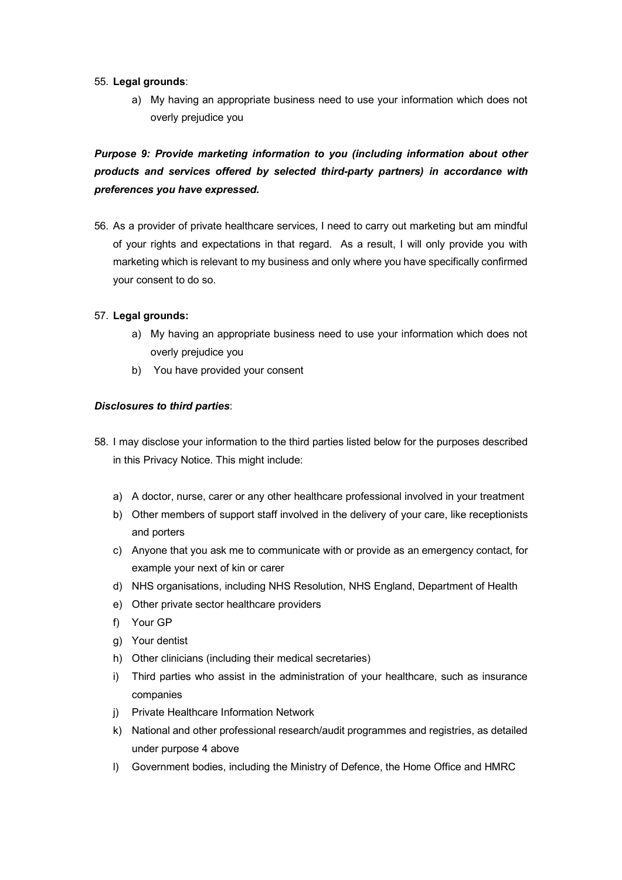55. **Legal grounds**:

    a) My having an appropriate business need to use your information which does not overly prejudice you

***Purpose 9: Provide marketing information to you (including information about other products and services offered by selected third-party partners) in accordance with preferences you have expressed.***

56. As a provider of private healthcare services, I need to carry out marketing but am mindful of your rights and expectations in that regard. As a result, I will only provide you with marketing which is relevant to my business and only where you have specifically confirmed your consent to do so.

57. **Legal grounds:**

    a) My having an appropriate business need to use your information which does not overly prejudice you

    b) You have provided your consent

***Disclosures to third parties***:

58. I may disclose your information to the third parties listed below for the purposes described in this Privacy Notice. This might include:

    a) A doctor, nurse, carer or any other healthcare professional involved in your treatment

    b) Other members of support staff involved in the delivery of your care, like receptionists and porters

    c) Anyone that you ask me to communicate with or provide as an emergency contact, for example your next of kin or carer

    d) NHS organisations, including NHS Resolution, NHS England, Department of Health

    e) Other private sector healthcare providers

    f) Your GP

    g) Your dentist

    h) Other clinicians (including their medical secretaries)

    i) Third parties who assist in the administration of your healthcare, such as insurance companies

    j) Private Healthcare Information Network

    k) National and other professional research/audit programmes and registries, as detailed under purpose 4 above

    l) Government bodies, including the Ministry of Defence, the Home Office and HMRC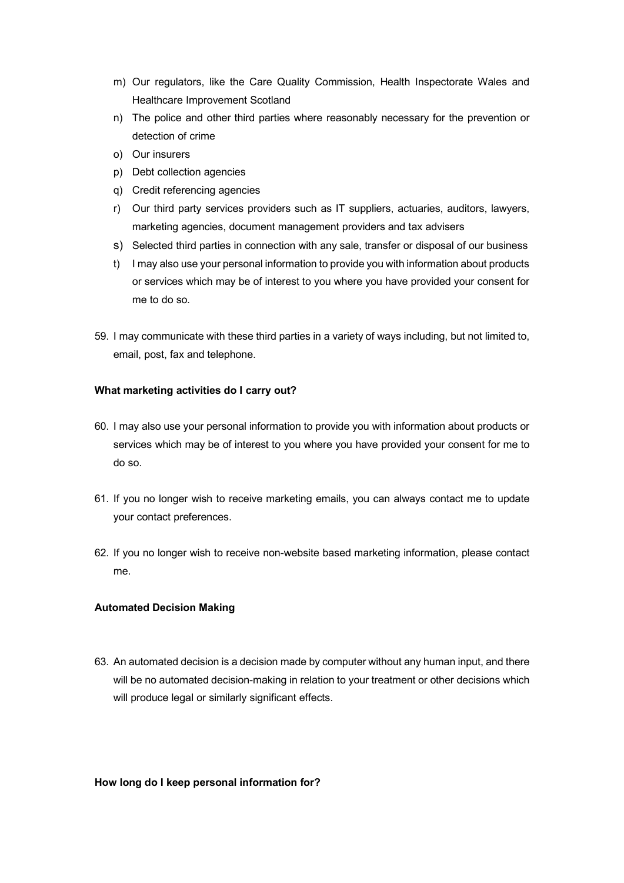m) Our regulators, like the Care Quality Commission, Health Inspectorate Wales and Healthcare Improvement Scotland
n) The police and other third parties where reasonably necessary for the prevention or detection of crime
o) Our insurers
p) Debt collection agencies
q) Credit referencing agencies
r) Our third party services providers such as IT suppliers, actuaries, auditors, lawyers, marketing agencies, document management providers and tax advisers
s) Selected third parties in connection with any sale, transfer or disposal of our business
t) I may also use your personal information to provide you with information about products or services which may be of interest to you where you have provided your consent for me to do so.

59. I may communicate with these third parties in a variety of ways including, but not limited to, email, post, fax and telephone.

**What marketing activities do I carry out?**

60. I may also use your personal information to provide you with information about products or services which may be of interest to you where you have provided your consent for me to do so.

61. If you no longer wish to receive marketing emails, you can always contact me to update your contact preferences.

62. If you no longer wish to receive non-website based marketing information, please contact me.

**Automated Decision Making**

63. An automated decision is a decision made by computer without any human input, and there will be no automated decision-making in relation to your treatment or other decisions which will produce legal or similarly significant effects.

**How long do I keep personal information for?**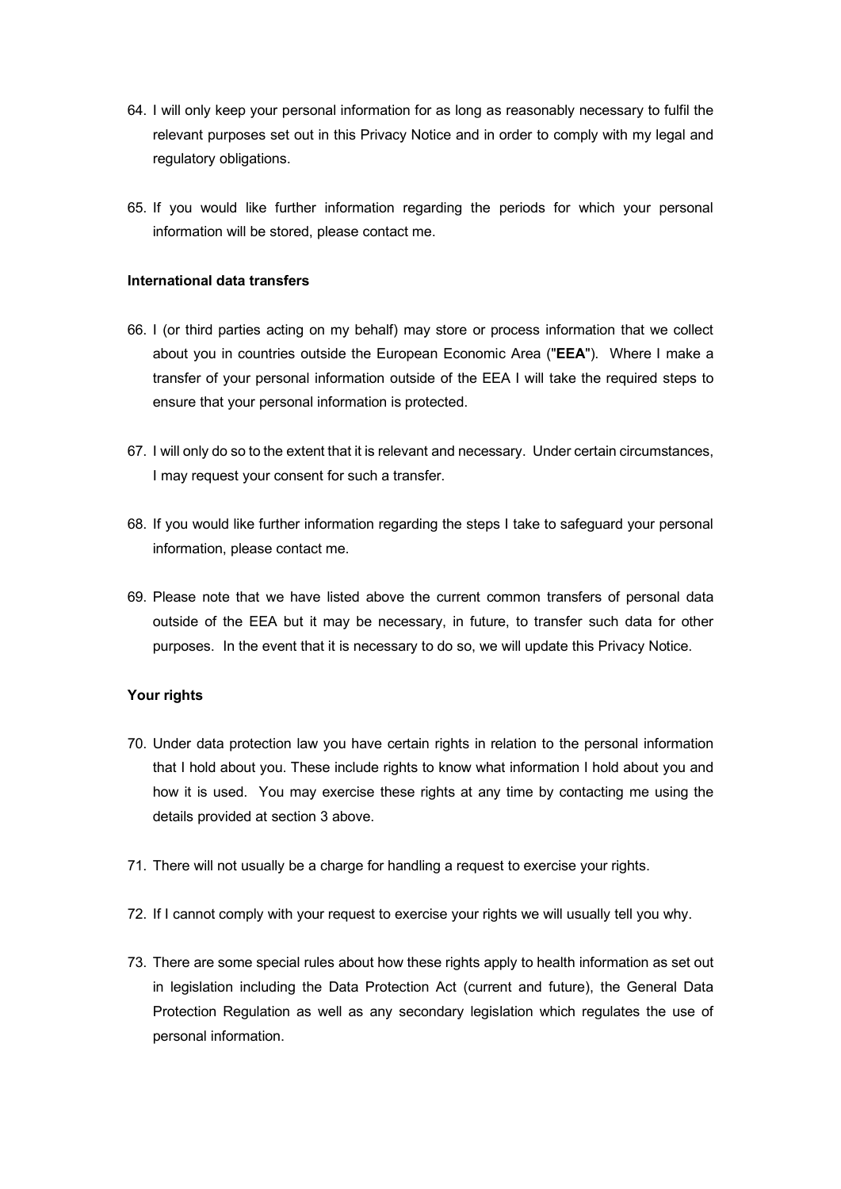64. I will only keep your personal information for as long as reasonably necessary to fulfil the relevant purposes set out in this Privacy Notice and in order to comply with my legal and regulatory obligations.

65. If you would like further information regarding the periods for which your personal information will be stored, please contact me.

**International data transfers**

66. I (or third parties acting on my behalf) may store or process information that we collect about you in countries outside the European Economic Area ("**EEA**"). Where I make a transfer of your personal information outside of the EEA I will take the required steps to ensure that your personal information is protected.

67. I will only do so to the extent that it is relevant and necessary. Under certain circumstances, I may request your consent for such a transfer.

68. If you would like further information regarding the steps I take to safeguard your personal information, please contact me.

69. Please note that we have listed above the current common transfers of personal data outside of the EEA but it may be necessary, in future, to transfer such data for other purposes. In the event that it is necessary to do so, we will update this Privacy Notice.

**Your rights**

70. Under data protection law you have certain rights in relation to the personal information that I hold about you. These include rights to know what information I hold about you and how it is used. You may exercise these rights at any time by contacting me using the details provided at section 3 above.

71. There will not usually be a charge for handling a request to exercise your rights.

72. If I cannot comply with your request to exercise your rights we will usually tell you why.

73. There are some special rules about how these rights apply to health information as set out in legislation including the Data Protection Act (current and future), the General Data Protection Regulation as well as any secondary legislation which regulates the use of personal information.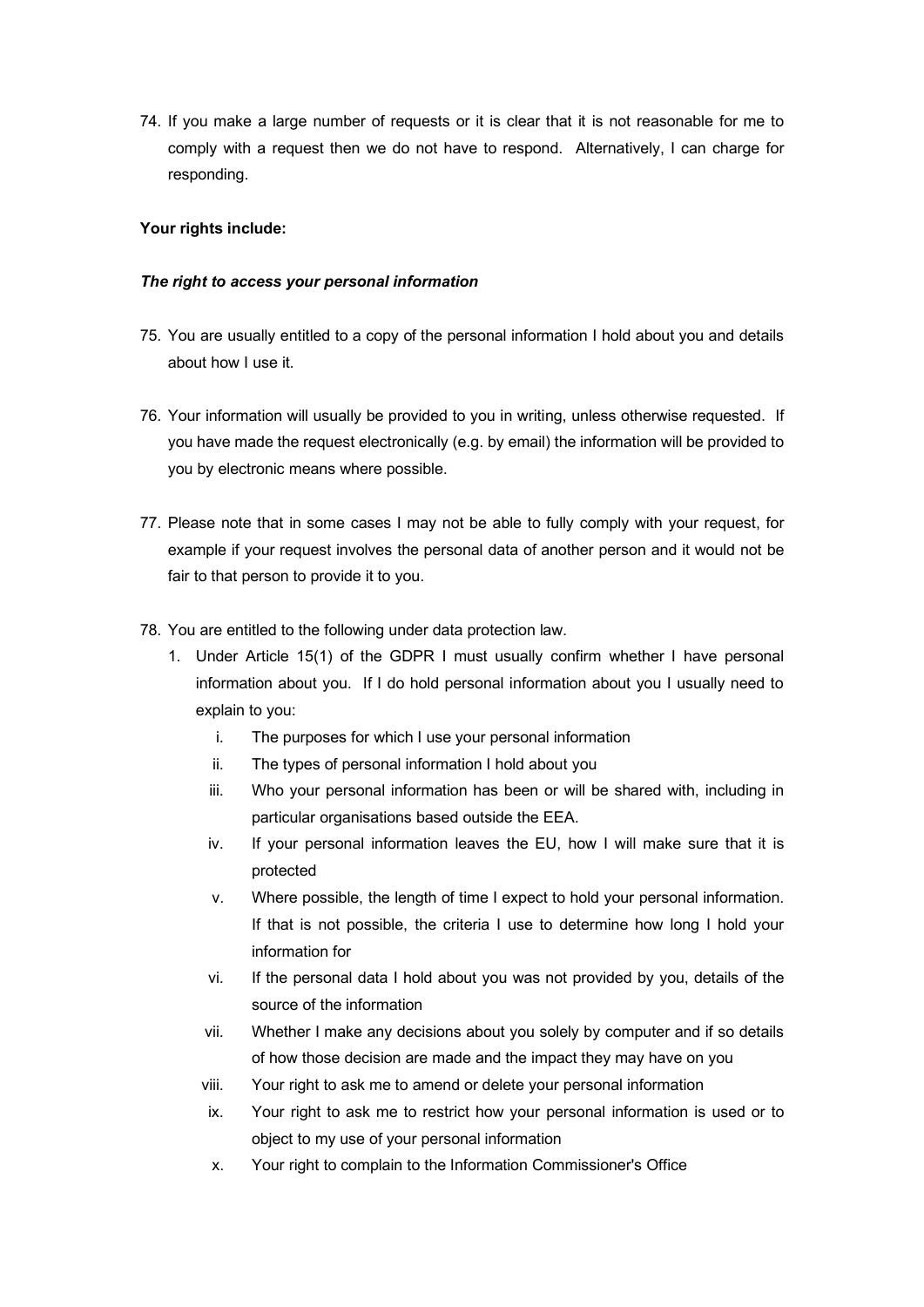74. If you make a large number of requests or it is clear that it is not reasonable for me to comply with a request then we do not have to respond. Alternatively, I can charge for responding.

**Your rights include:**

***The right to access your personal information***

75. You are usually entitled to a copy of the personal information I hold about you and details about how I use it.

76. Your information will usually be provided to you in writing, unless otherwise requested. If you have made the request electronically (e.g. by email) the information will be provided to you by electronic means where possible.

77. Please note that in some cases I may not be able to fully comply with your request, for example if your request involves the personal data of another person and it would not be fair to that person to provide it to you.

78. You are entitled to the following under data protection law.
    1. Under Article 15(1) of the GDPR I must usually confirm whether I have personal information about you. If I do hold personal information about you I usually need to explain to you:
        - i. The purposes for which I use your personal information
        - ii. The types of personal information I hold about you
        - iii. Who your personal information has been or will be shared with, including in particular organisations based outside the EEA.
        - iv. If your personal information leaves the EU, how I will make sure that it is protected
        - v. Where possible, the length of time I expect to hold your personal information. If that is not possible, the criteria I use to determine how long I hold your information for
        - vi. If the personal data I hold about you was not provided by you, details of the source of the information
        - vii. Whether I make any decisions about you solely by computer and if so details of how those decision are made and the impact they may have on you
        - viii. Your right to ask me to amend or delete your personal information
        - ix. Your right to ask me to restrict how your personal information is used or to object to my use of your personal information
        - x. Your right to complain to the Information Commissioner's Office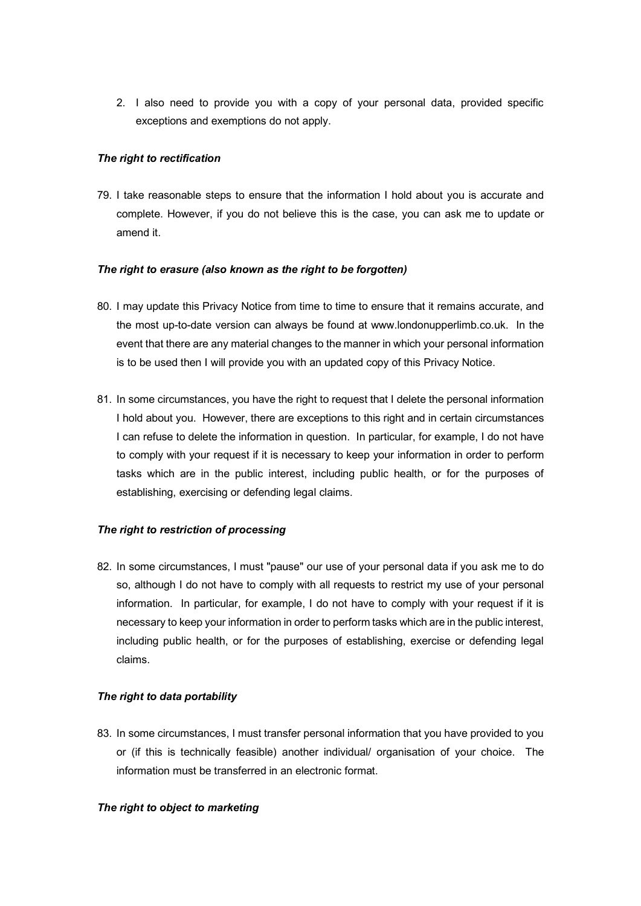2. I also need to provide you with a copy of your personal data, provided specific exceptions and exemptions do not apply.

***The right to rectification***

79. I take reasonable steps to ensure that the information I hold about you is accurate and complete. However, if you do not believe this is the case, you can ask me to update or amend it.

***The right to erasure (also known as the right to be forgotten)***

80. I may update this Privacy Notice from time to time to ensure that it remains accurate, and the most up-to-date version can always be found at www.londonupperlimb.co.uk. In the event that there are any material changes to the manner in which your personal information is to be used then I will provide you with an updated copy of this Privacy Notice.

81. In some circumstances, you have the right to request that I delete the personal information I hold about you. However, there are exceptions to this right and in certain circumstances I can refuse to delete the information in question. In particular, for example, I do not have to comply with your request if it is necessary to keep your information in order to perform tasks which are in the public interest, including public health, or for the purposes of establishing, exercising or defending legal claims.

***The right to restriction of processing***

82. In some circumstances, I must "pause" our use of your personal data if you ask me to do so, although I do not have to comply with all requests to restrict my use of your personal information. In particular, for example, I do not have to comply with your request if it is necessary to keep your information in order to perform tasks which are in the public interest, including public health, or for the purposes of establishing, exercise or defending legal claims.

***The right to data portability***

83. In some circumstances, I must transfer personal information that you have provided to you or (if this is technically feasible) another individual/ organisation of your choice. The information must be transferred in an electronic format.

***The right to object to marketing***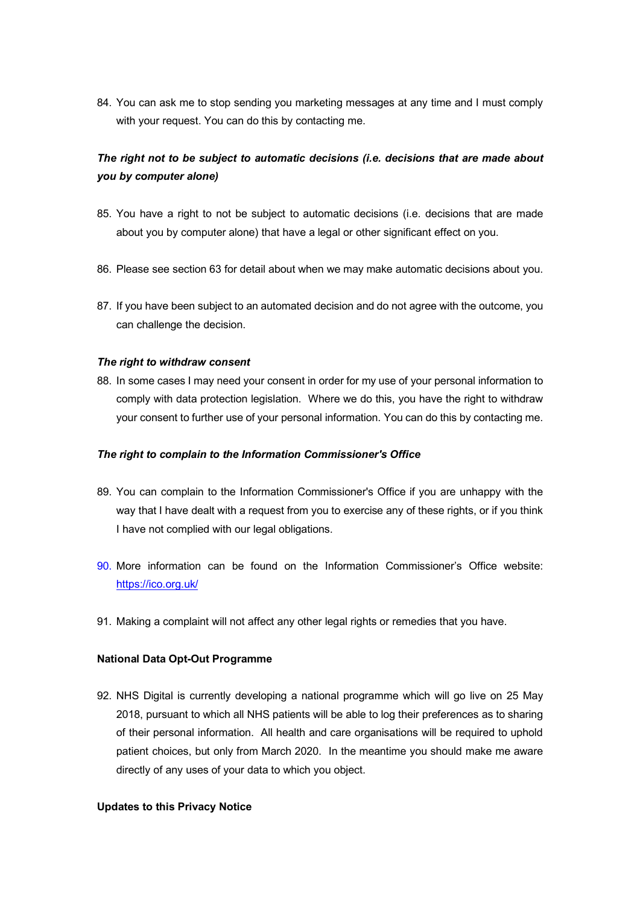84. You can ask me to stop sending you marketing messages at any time and I must comply with your request. You can do this by contacting me.

***The right not to be subject to automatic decisions (i.e. decisions that are made about you by computer alone)***

85. You have a right to not be subject to automatic decisions (i.e. decisions that are made about you by computer alone) that have a legal or other significant effect on you.

86. Please see section 63 for detail about when we may make automatic decisions about you.

87. If you have been subject to an automated decision and do not agree with the outcome, you can challenge the decision.

***The right to withdraw consent***

88. In some cases I may need your consent in order for my use of your personal information to comply with data protection legislation. Where we do this, you have the right to withdraw your consent to further use of your personal information. You can do this by contacting me.

***The right to complain to the Information Commissioner's Office***

89. You can complain to the Information Commissioner's Office if you are unhappy with the way that I have dealt with a request from you to exercise any of these rights, or if you think I have not complied with our legal obligations.

90. More information can be found on the Information Commissioner's Office website: https://ico.org.uk/

91. Making a complaint will not affect any other legal rights or remedies that you have.

**National Data Opt-Out Programme**

92. NHS Digital is currently developing a national programme which will go live on 25 May 2018, pursuant to which all NHS patients will be able to log their preferences as to sharing of their personal information. All health and care organisations will be required to uphold patient choices, but only from March 2020. In the meantime you should make me aware directly of any uses of your data to which you object.

**Updates to this Privacy Notice**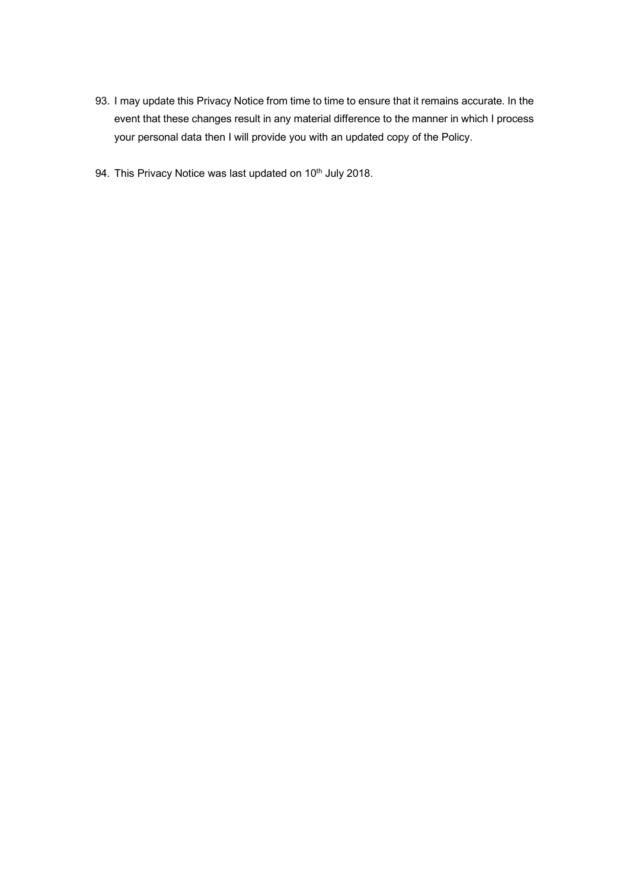93. I may update this Privacy Notice from time to time to ensure that it remains accurate. In the event that these changes result in any material difference to the manner in which I process your personal data then I will provide you with an updated copy of the Policy.

94. This Privacy Notice was last updated on 10th July 2018.